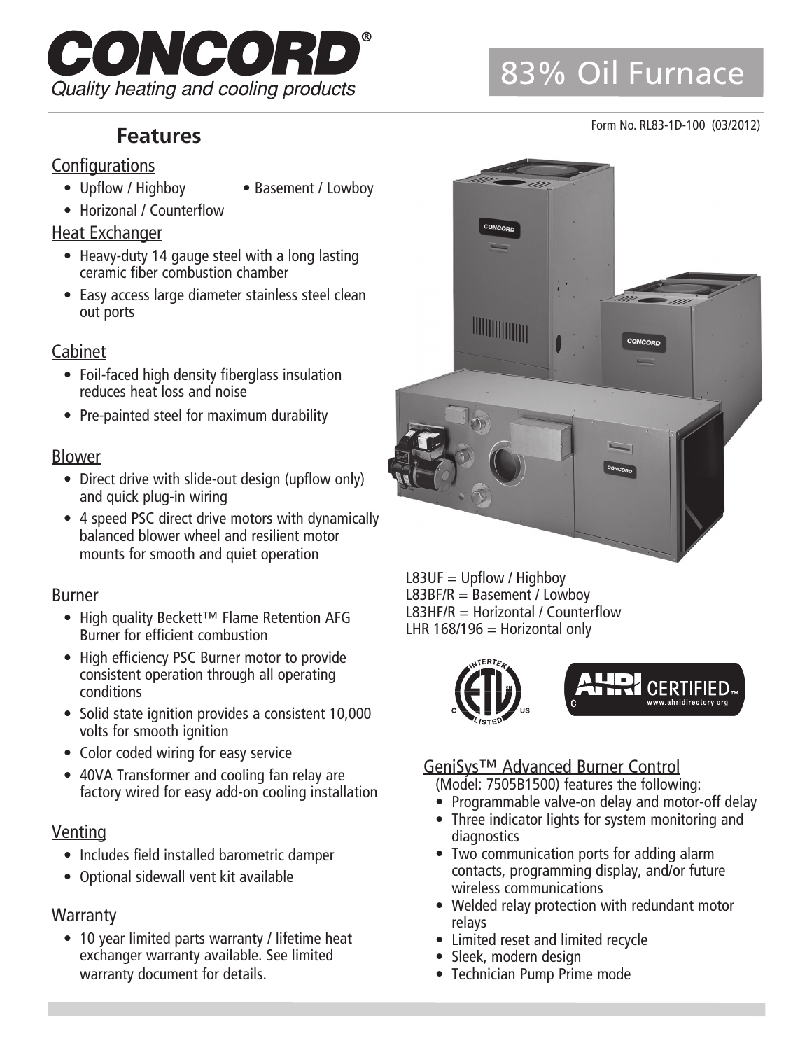# CONCORD®

*Quality heating and cooling products*

# 83% Oil Furnace

Form No. RL83-1D-100 (03/2012)

## Features

### Configurations

- Upflow / Highboy
- Basement / Lowboy
- Horizonal / Counterflow

### Heat Exchanger

- Heavy-duty 14 gauge steel with a long lasting ceramic fiber combustion chamber
- Easy access large diameter stainless steel clean out ports

### Cabinet

- Foil-faced high density fiberglass insulation reduces heat loss and noise
- Pre-painted steel for maximum durability

### Blower

- Direct drive with slide-out design (upflow only) and quick plug-in wiring
- 4 speed PSC direct drive motors with dynamically balanced blower wheel and resilient motor mounts for smooth and quiet operation

### Burner

- High quality Beckett™ Flame Retention AFG Burner for efficient combustion
- High efficiency PSC Burner motor to provide consistent operation through all operating conditions
- Solid state ignition provides a consistent 10,000 volts for smooth ignition
- Color coded wiring for easy service
- 40VA Transformer and cooling fan relay are factory wired for easy add-on cooling installation

### Venting

- Includes field installed barometric damper
- Optional sidewall vent kit available

### Warranty

- 10 year limited parts warranty / lifetime heat exchanger warranty available. See limited warranty document for details.

L83UF = Upflow / Highboy
L83BF/R = Basement / Lowboy
L83HF/R = Horizontal / Counterflow
LHR 168/196 = Horizontal only

INTERTEK ETL LISTED C US

AHRI CERTIFIED™ www.ahridirectory.org

### GeniSys™ Advanced Burner Control

(Model: 7505B1500) features the following:

- Programmable valve-on delay and motor-off delay
- Three indicator lights for system monitoring and diagnostics
- Two communication ports for adding alarm contacts, programming display, and/or future wireless communications
- Welded relay protection with redundant motor relays
- Limited reset and limited recycle
- Sleek, modern design
- Technician Pump Prime mode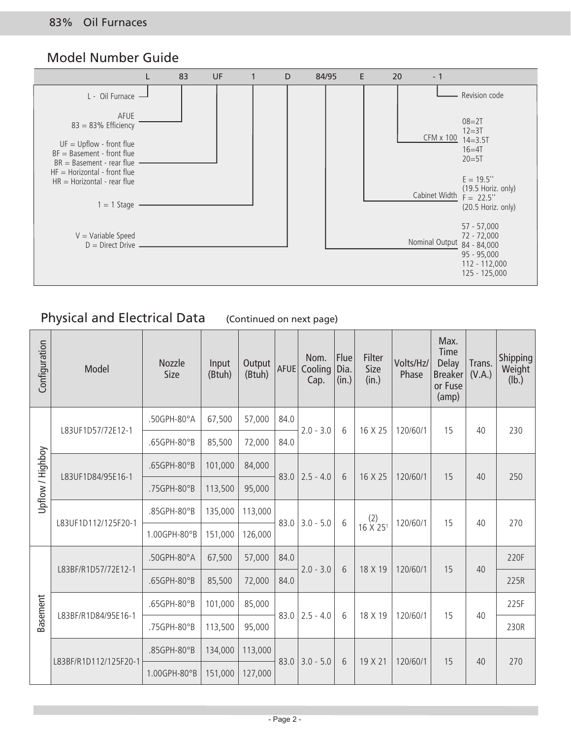# 83% Oil Furnaces

## Model Number Guide

| L | 83 | UF | 1 | D | 84/95 | E | 20 | - 1 |
|---|---|---|---|---|---|---|---|---|

- L - Oil Furnace
- AFUE: 83 = 83% Efficiency
- UF = Upflow - front flue
- BF = Basement - front flue
- BR = Basement - rear flue
- HF = Horizontal - front flue
- HR = Horizontal - rear flue
- 1 = 1 Stage
- V = Variable Speed
- D = Direct Drive
- Nominal Output: 57 - 57,000; 72 - 72,000; 84 - 84,000; 95 - 95,000; 112 - 112,000; 125 - 125,000
- Cabinet Width: E = 19.5'' (19.5 Horiz. only); F = 22.5'' (20.5 Horiz. only)
- CFM x 100: 08=2T; 12=3T; 14=3.5T; 16=4T; 20=5T
- Revision code

## Physical and Electrical Data (Continued on next page)

| Configuration | Model | Nozzle Size | Input (Btuh) | Output (Btuh) | AFUE | Nom. Cooling Cap. | Flue Dia. (in.) | Filter Size (in.) | Volts/Hz/ Phase | Max. Time Delay Breaker or Fuse (amp) | Trans. (V.A.) | Shipping Weight (lb.) |
|---|---|---|---|---|---|---|---|---|---|---|---|---|
| Upflow / Highboy | L83UF1D57/72E12-1 | .50GPH-80°A | 67,500 | 57,000 | 84.0 | 2.0 - 3.0 | 6 | 16 X 25 | 120/60/1 | 15 | 40 | 230 |
| | | .65GPH-80°B | 85,500 | 72,000 | 84.0 | | | | | | | |
| | L83UF1D84/95E16-1 | .65GPH-80°B | 101,000 | 84,000 | 83.0 | 2.5 - 4.0 | 6 | 16 X 25 | 120/60/1 | 15 | 40 | 250 |
| | | .75GPH-80°B | 113,500 | 95,000 | | | | | | | | |
| | L83UF1D112/125F20-1 | .85GPH-80°B | 135,000 | 113,000 | 83.0 | 3.0 - 5.0 | 6 | (2) 16 X 25[1] | 120/60/1 | 15 | 40 | 270 |
| | | 1.00GPH-80°B | 151,000 | 126,000 | | | | | | | | |
| Basement | L83BF/R1D57/72E12-1 | .50GPH-80°A | 67,500 | 57,000 | 84.0 | 2.0 - 3.0 | 6 | 18 X 19 | 120/60/1 | 15 | 40 | 220F |
| | | .65GPH-80°B | 85,500 | 72,000 | 84.0 | | | | | | | 225R |
| | L83BF/R1D84/95E16-1 | .65GPH-80°B | 101,000 | 85,000 | 83.0 | 2.5 - 4.0 | 6 | 18 X 19 | 120/60/1 | 15 | 40 | 225F |
| | | .75GPH-80°B | 113,500 | 95,000 | | | | | | | | 230R |
| | L83BF/R1D112/125F20-1 | .85GPH-80°B | 134,000 | 113,000 | 83.0 | 3.0 - 5.0 | 6 | 19 X 21 | 120/60/1 | 15 | 40 | 270 |
| | | 1.00GPH-80°B | 151,000 | 127,000 | | | | | | | | |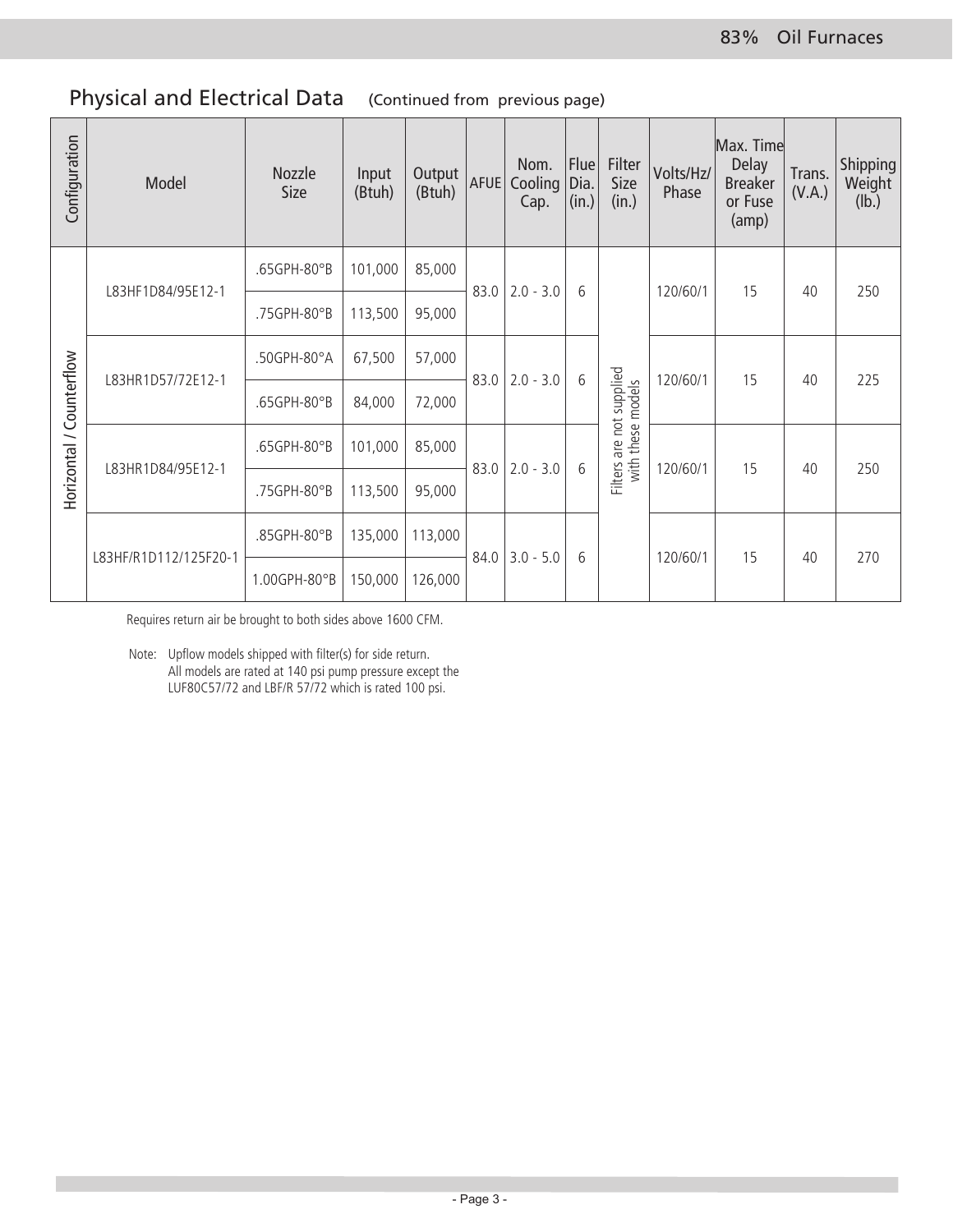## Physical and Electrical Data (Continued from previous page)

| Configuration | Model | Nozzle Size | Input (Btuh) | Output (Btuh) | AFUE | Nom. Cooling Cap. | Flue Dia. (in.) | Filter Size (in.) | Volts/Hz/ Phase | Max. Time Delay Breaker or Fuse (amp) | Trans. (V.A.) | Shipping Weight (lb.) |
|---|---|---|---|---|---|---|---|---|---|---|---|---|
| Horizontal / Counterflow | L83HF1D84/95E12-1 | .65GPH-80°B | 101,000 | 85,000 | 83.0 | 2.0 - 3.0 | 6 | Filters are not supplied with these models | 120/60/1 | 15 | 40 | 250 |
| | | .75GPH-80°B | 113,500 | 95,000 | | | | | | | | |
| | L83HR1D57/72E12-1 | .50GPH-80°A | 67,500 | 57,000 | 83.0 | 2.0 - 3.0 | 6 | | 120/60/1 | 15 | 40 | 225 |
| | | .65GPH-80°B | 84,000 | 72,000 | | | | | | | | |
| | L83HR1D84/95E12-1 | .65GPH-80°B | 101,000 | 85,000 | 83.0 | 2.0 - 3.0 | 6 | | 120/60/1 | 15 | 40 | 250 |
| | | .75GPH-80°B | 113,500 | 95,000 | | | | | | | | |
| | L83HF/R1D112/125F20-1 | .85GPH-80°B | 135,000 | 113,000 | 84.0 | 3.0 - 5.0 | 6 | | 120/60/1 | 15 | 40 | 270 |
| | | 1.00GPH-80°B | 150,000 | 126,000 | | | | | | | | |

Requires return air be brought to both sides above 1600 CFM.

Note: Upflow models shipped with filter(s) for side return.
All models are rated at 140 psi pump pressure except the LUF80C57/72 and LBF/R 57/72 which is rated 100 psi.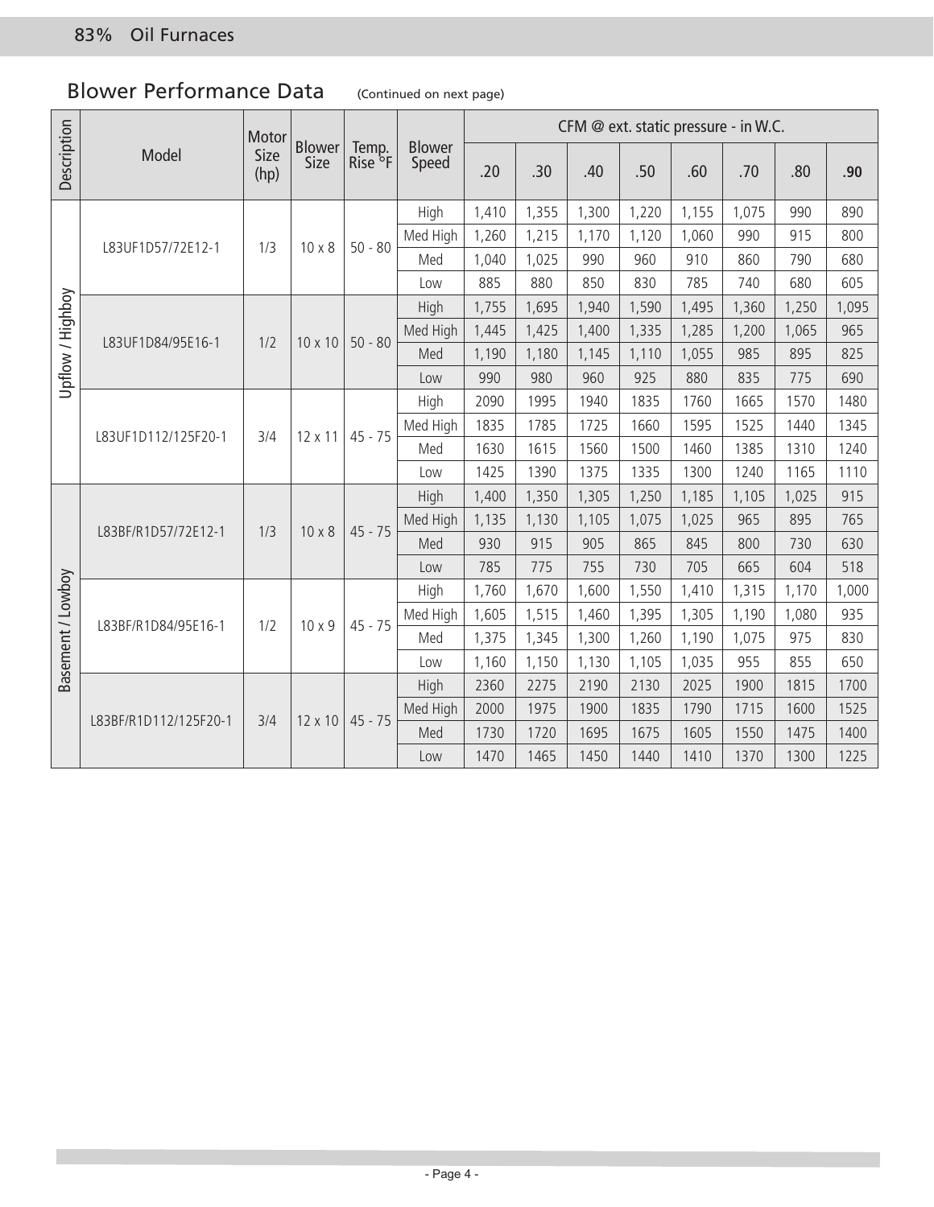## Blower Performance Data

(Continued on next page)

| Description | Model | Motor Size (hp) | Blower Size | Temp. Rise °F | Blower Speed | CFM @ ext. static pressure - in W.C. | | | | | | | |
|---|---|---|---|---|---|---|---|---|---|---|---|---|---|
| | | | | | | .20 | .30 | .40 | .50 | .60 | .70 | .80 | .90 |
| Upflow / Highboy | L83UF1D57/72E12-1 | 1/3 | 10 x 8 | 50 - 80 | High | 1,410 | 1,355 | 1,300 | 1,220 | 1,155 | 1,075 | 990 | 890 |
| | | | | | Med High | 1,260 | 1,215 | 1,170 | 1,120 | 1,060 | 990 | 915 | 800 |
| | | | | | Med | 1,040 | 1,025 | 990 | 960 | 910 | 860 | 790 | 680 |
| | | | | | Low | 885 | 880 | 850 | 830 | 785 | 740 | 680 | 605 |
| | L83UF1D84/95E16-1 | 1/2 | 10 x 10 | 50 - 80 | High | 1,755 | 1,695 | 1,940 | 1,590 | 1,495 | 1,360 | 1,250 | 1,095 |
| | | | | | Med High | 1,445 | 1,425 | 1,400 | 1,335 | 1,285 | 1,200 | 1,065 | 965 |
| | | | | | Med | 1,190 | 1,180 | 1,145 | 1,110 | 1,055 | 985 | 895 | 825 |
| | | | | | Low | 990 | 980 | 960 | 925 | 880 | 835 | 775 | 690 |
| | L83UF1D112/125F20-1 | 3/4 | 12 x 11 | 45 - 75 | High | 2090 | 1995 | 1940 | 1835 | 1760 | 1665 | 1570 | 1480 |
| | | | | | Med High | 1835 | 1785 | 1725 | 1660 | 1595 | 1525 | 1440 | 1345 |
| | | | | | Med | 1630 | 1615 | 1560 | 1500 | 1460 | 1385 | 1310 | 1240 |
| | | | | | Low | 1425 | 1390 | 1375 | 1335 | 1300 | 1240 | 1165 | 1110 |
| Basement / Lowboy | L83BF/R1D57/72E12-1 | 1/3 | 10 x 8 | 45 - 75 | High | 1,400 | 1,350 | 1,305 | 1,250 | 1,185 | 1,105 | 1,025 | 915 |
| | | | | | Med High | 1,135 | 1,130 | 1,105 | 1,075 | 1,025 | 965 | 895 | 765 |
| | | | | | Med | 930 | 915 | 905 | 865 | 845 | 800 | 730 | 630 |
| | | | | | Low | 785 | 775 | 755 | 730 | 705 | 665 | 604 | 518 |
| | L83BF/R1D84/95E16-1 | 1/2 | 10 x 9 | 45 - 75 | High | 1,760 | 1,670 | 1,600 | 1,550 | 1,410 | 1,315 | 1,170 | 1,000 |
| | | | | | Med High | 1,605 | 1,515 | 1,460 | 1,395 | 1,305 | 1,190 | 1,080 | 935 |
| | | | | | Med | 1,375 | 1,345 | 1,300 | 1,260 | 1,190 | 1,075 | 975 | 830 |
| | | | | | Low | 1,160 | 1,150 | 1,130 | 1,105 | 1,035 | 955 | 855 | 650 |
| | L83BF/R1D112/125F20-1 | 3/4 | 12 x 10 | 45 - 75 | High | 2360 | 2275 | 2190 | 2130 | 2025 | 1900 | 1815 | 1700 |
| | | | | | Med High | 2000 | 1975 | 1900 | 1835 | 1790 | 1715 | 1600 | 1525 |
| | | | | | Med | 1730 | 1720 | 1695 | 1675 | 1605 | 1550 | 1475 | 1400 |
| | | | | | Low | 1470 | 1465 | 1450 | 1440 | 1410 | 1370 | 1300 | 1225 |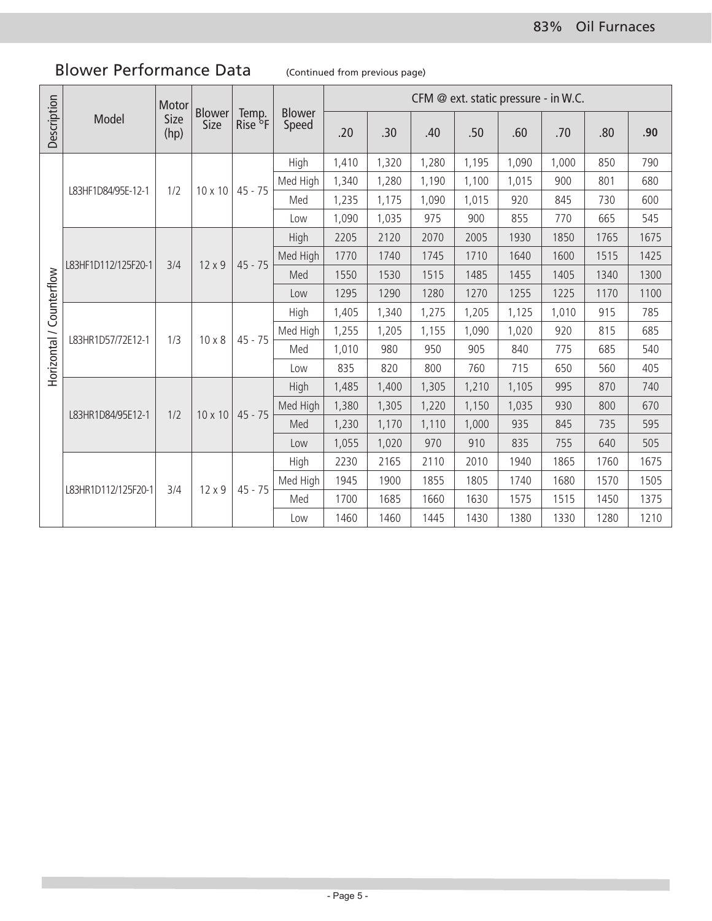## Blower Performance Data

(Continued from previous page)

| Description | Model | Motor Size (hp) | Blower Size | Temp. Rise °F | Blower Speed | CFM @ ext. static pressure - in W.C. | | | | | | | |
|---|---|---|---|---|---|---|---|---|---|---|---|---|---|
| | | | | | | .20 | .30 | .40 | .50 | .60 | .70 | .80 | .90 |
| Horizontal / Counterflow | L83HF1D84/95E-12-1 | 1/2 | 10 x 10 | 45 - 75 | High | 1,410 | 1,320 | 1,280 | 1,195 | 1,090 | 1,000 | 850 | 790 |
| | | | | | Med High | 1,340 | 1,280 | 1,190 | 1,100 | 1,015 | 900 | 801 | 680 |
| | | | | | Med | 1,235 | 1,175 | 1,090 | 1,015 | 920 | 845 | 730 | 600 |
| | | | | | Low | 1,090 | 1,035 | 975 | 900 | 855 | 770 | 665 | 545 |
| | L83HF1D112/125F20-1 | 3/4 | 12 x 9 | 45 - 75 | High | 2205 | 2120 | 2070 | 2005 | 1930 | 1850 | 1765 | 1675 |
| | | | | | Med High | 1770 | 1740 | 1745 | 1710 | 1640 | 1600 | 1515 | 1425 |
| | | | | | Med | 1550 | 1530 | 1515 | 1485 | 1455 | 1405 | 1340 | 1300 |
| | | | | | Low | 1295 | 1290 | 1280 | 1270 | 1255 | 1225 | 1170 | 1100 |
| | L83HR1D57/72E12-1 | 1/3 | 10 x 8 | 45 - 75 | High | 1,405 | 1,340 | 1,275 | 1,205 | 1,125 | 1,010 | 915 | 785 |
| | | | | | Med High | 1,255 | 1,205 | 1,155 | 1,090 | 1,020 | 920 | 815 | 685 |
| | | | | | Med | 1,010 | 980 | 950 | 905 | 840 | 775 | 685 | 540 |
| | | | | | Low | 835 | 820 | 800 | 760 | 715 | 650 | 560 | 405 |
| | L83HR1D84/95E12-1 | 1/2 | 10 x 10 | 45 - 75 | High | 1,485 | 1,400 | 1,305 | 1,210 | 1,105 | 995 | 870 | 740 |
| | | | | | Med High | 1,380 | 1,305 | 1,220 | 1,150 | 1,035 | 930 | 800 | 670 |
| | | | | | Med | 1,230 | 1,170 | 1,110 | 1,000 | 935 | 845 | 735 | 595 |
| | | | | | Low | 1,055 | 1,020 | 970 | 910 | 835 | 755 | 640 | 505 |
| | L83HR1D112/125F20-1 | 3/4 | 12 x 9 | 45 - 75 | High | 2230 | 2165 | 2110 | 2010 | 1940 | 1865 | 1760 | 1675 |
| | | | | | Med High | 1945 | 1900 | 1855 | 1805 | 1740 | 1680 | 1570 | 1505 |
| | | | | | Med | 1700 | 1685 | 1660 | 1630 | 1575 | 1515 | 1450 | 1375 |
| | | | | | Low | 1460 | 1460 | 1445 | 1430 | 1380 | 1330 | 1280 | 1210 |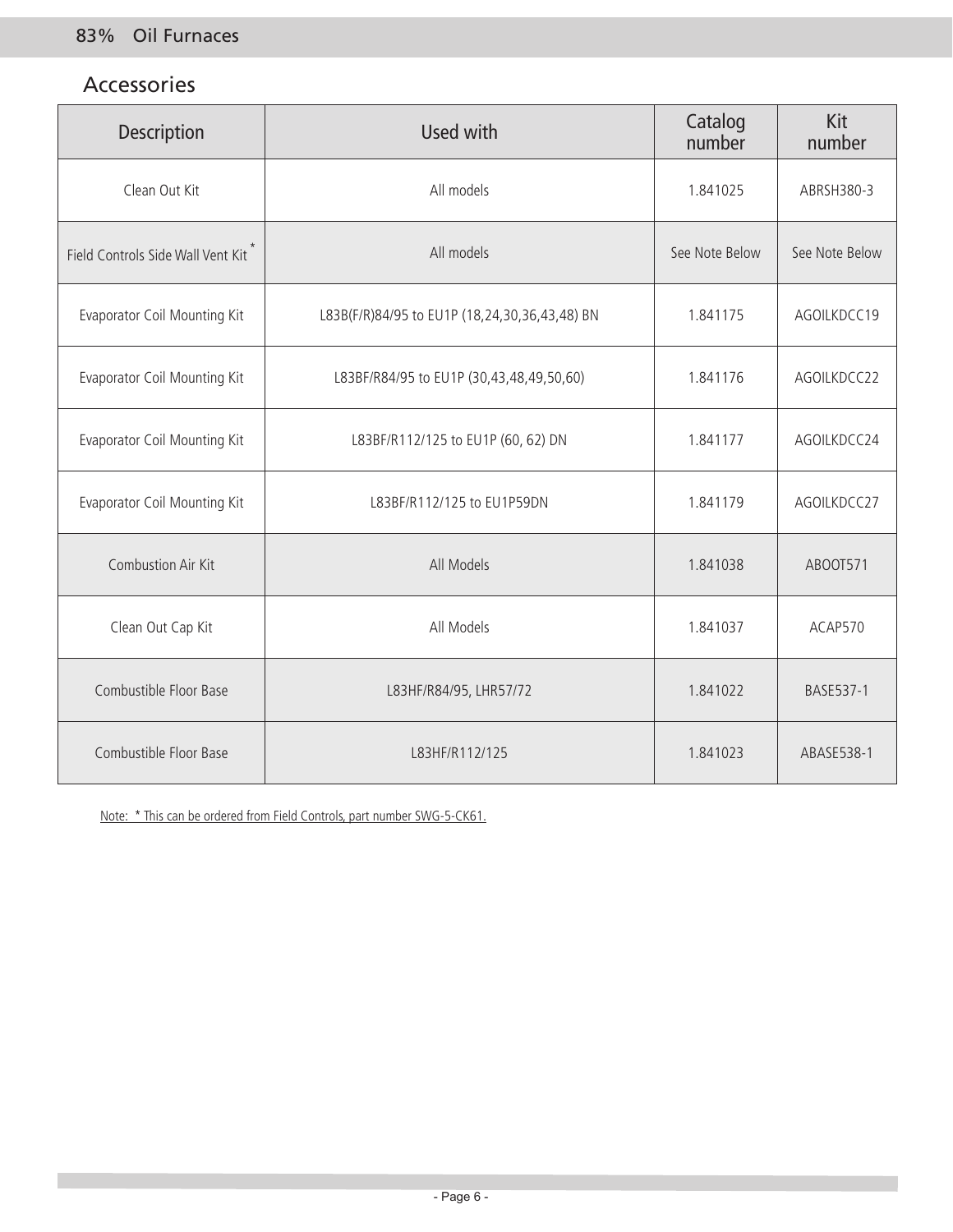## Accessories

| Description | Used with | Catalog number | Kit number |
|---|---|---|---|
| Clean Out Kit | All models | 1.841025 | ABRSH380-3 |
| Field Controls Side Wall Vent Kit * | All models | See Note Below | See Note Below |
| Evaporator Coil Mounting Kit | L83B(F/R)84/95 to EU1P (18,24,30,36,43,48) BN | 1.841175 | AGOILKDCC19 |
| Evaporator Coil Mounting Kit | L83BF/R84/95 to EU1P (30,43,48,49,50,60) | 1.841176 | AGOILKDCC22 |
| Evaporator Coil Mounting Kit | L83BF/R112/125 to EU1P (60, 62) DN | 1.841177 | AGOILKDCC24 |
| Evaporator Coil Mounting Kit | L83BF/R112/125 to EU1P59DN | 1.841179 | AGOILKDCC27 |
| Combustion Air Kit | All Models | 1.841038 | ABOOT571 |
| Clean Out Cap Kit | All Models | 1.841037 | ACAP570 |
| Combustible Floor Base | L83HF/R84/95, LHR57/72 | 1.841022 | BASE537-1 |
| Combustible Floor Base | L83HF/R112/125 | 1.841023 | ABASE538-1 |

Note: * This can be ordered from Field Controls, part number SWG-5-CK61.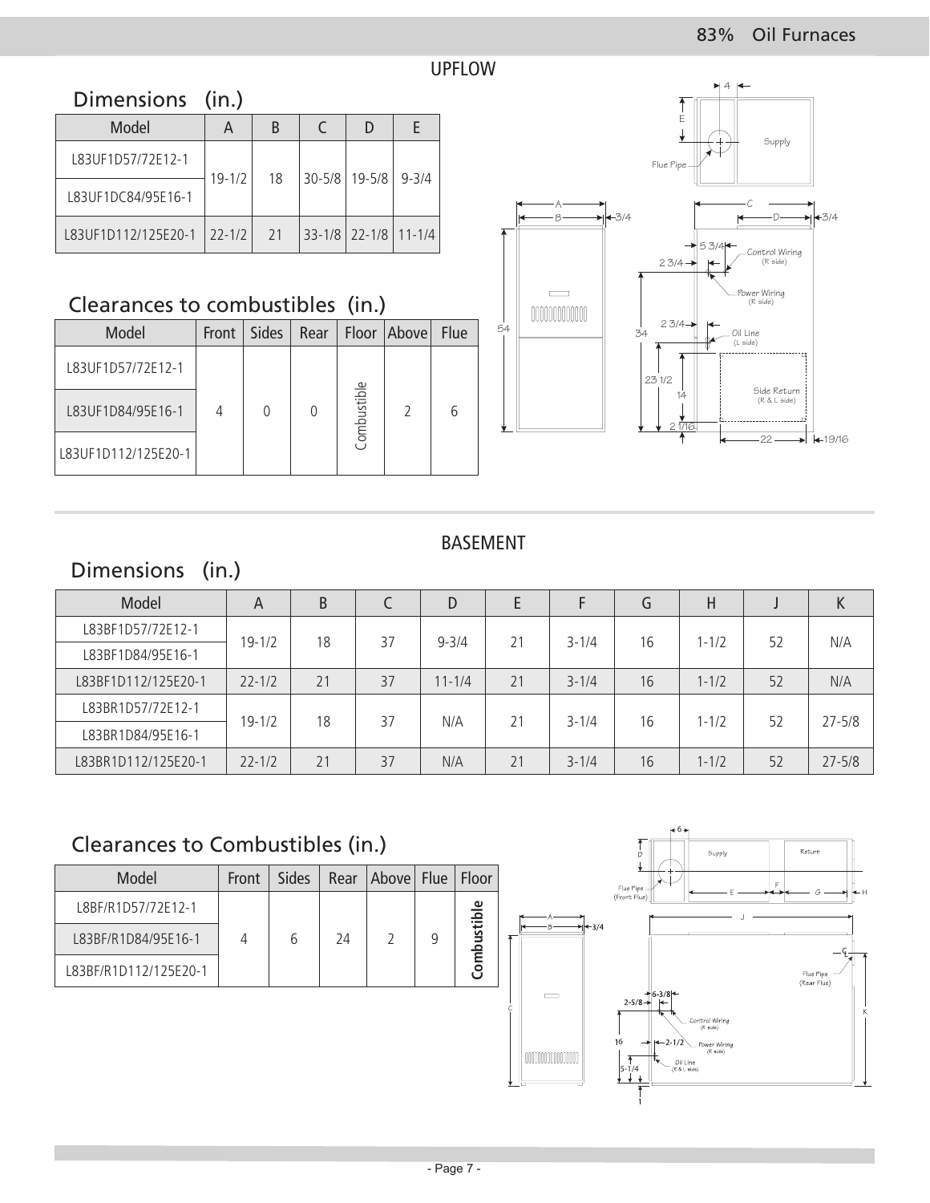## UPFLOW

### Dimensions (in.)

| Model | A | B | C | D | E |
|---|---|---|---|---|---|
| L83UF1D57/72E12-1 | 19-1/2 | 18 | 30-5/8 | 19-5/8 | 9-3/4 |
| L83UF1DC84/95E16-1 | | | | | |
| L83UF1D112/125E20-1 | 22-1/2 | 21 | 33-1/8 | 22-1/8 | 11-1/4 |

### Clearances to combustibles (in.)

| Model | Front | Sides | Rear | Floor | Above | Flue |
|---|---|---|---|---|---|---|
| L83UF1D57/72E12-1 | 4 | 0 | 0 | Combustible | 2 | 6 |
| L83UF1D84/95E16-1 | | | | | | |
| L83UF1D112/125E20-1 | | | | | | |

4
E
Flue Pipe
Supply
A
B
3/4
C
D
3/4
5 3/4
2 3/4
Control Wiring (R side)
Power Wiring (R side)
54
2 3/4
Oil Line (L side)
34
23 1/2
14
Side Return (R & L side)
2 1/16
22
19/16

## BASEMENT

### Dimensions (in.)

| Model | A | B | C | D | E | F | G | H | J | K |
|---|---|---|---|---|---|---|---|---|---|---|
| L83BF1D57/72E12-1 | 19-1/2 | 18 | 37 | 9-3/4 | 21 | 3-1/4 | 16 | 1-1/2 | 52 | N/A |
| L83BF1D84/95E16-1 | | | | | | | | | | |
| L83BF1D112/125E20-1 | 22-1/2 | 21 | 37 | 11-1/4 | 21 | 3-1/4 | 16 | 1-1/2 | 52 | N/A |
| L83BR1D57/72E12-1 | 19-1/2 | 18 | 37 | N/A | 21 | 3-1/4 | 16 | 1-1/2 | 52 | 27-5/8 |
| L83BR1D84/95E16-1 | | | | | | | | | | |
| L83BR1D112/125E20-1 | 22-1/2 | 21 | 37 | N/A | 21 | 3-1/4 | 16 | 1-1/2 | 52 | 27-5/8 |

### Clearances to Combustibles (in.)

| Model | Front | Sides | Rear | Above | Flue | Floor |
|---|---|---|---|---|---|---|
| L8BF/R1D57/72E12-1 | 4 | 6 | 24 | 2 | 9 | Combustible |
| L83BF/R1D84/95E16-1 | | | | | | |
| L83BF/R1D112/125E20-1 | | | | | | |

6
D
Supply
Return
Flue Pipe (Front Flue)
E
F
G
H
A
B
3/4
J
Flue Pipe (Rear Flue)
C
K
6-3/8
2-5/8
Control Wiring (R side)
16
2-1/2
Power Wiring (R side)
5-1/4
Oil Line (R & L side)
1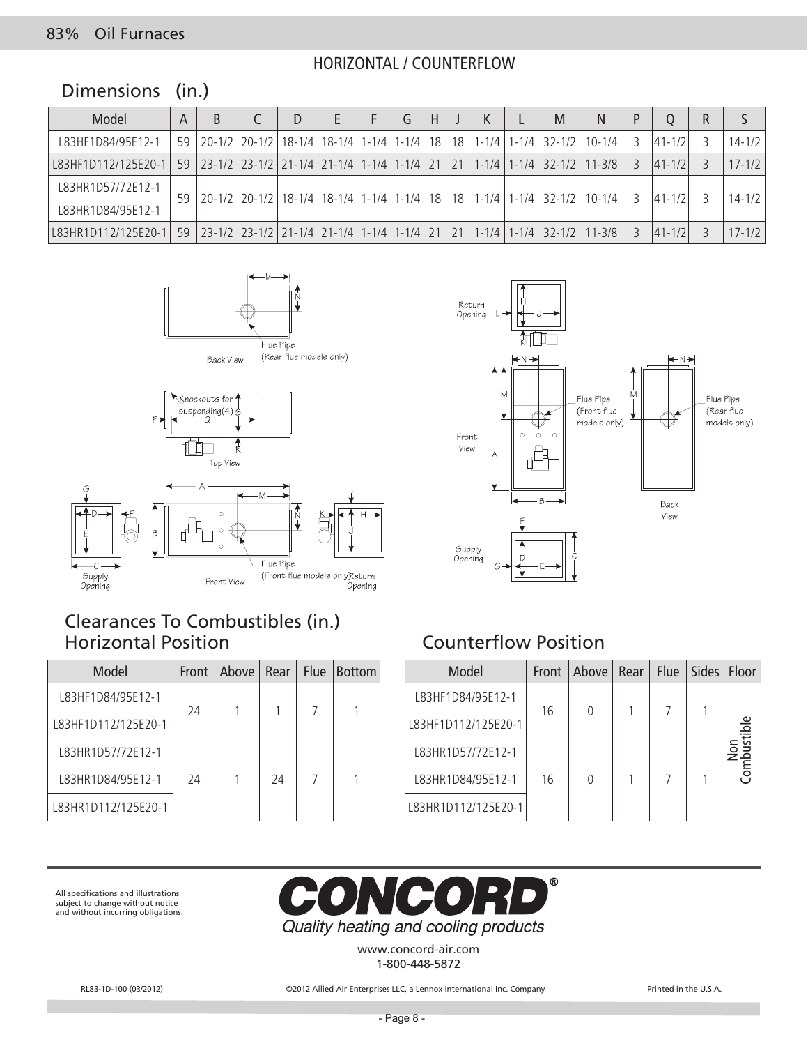## 83% Oil Furnaces

HORIZONTAL / COUNTERFLOW

## Dimensions (in.)

| Model | A | B | C | D | E | F | G | H | J | K | L | M | N | P | Q | R | S |
|---|---|---|---|---|---|---|---|---|---|---|---|---|---|---|---|---|---|
| L83HF1D84/95E12-1 | 59 | 20-1/2 | 20-1/2 | 18-1/4 | 18-1/4 | 1-1/4 | 1-1/4 | 18 | 18 | 1-1/4 | 1-1/4 | 32-1/2 | 10-1/4 | 3 | 41-1/2 | 3 | 14-1/2 |
| L83HF1D112/125E20-1 | 59 | 23-1/2 | 23-1/2 | 21-1/4 | 21-1/4 | 1-1/4 | 1-1/4 | 21 | 21 | 1-1/4 | 1-1/4 | 32-1/2 | 11-3/8 | 3 | 41-1/2 | 3 | 17-1/2 |
| L83HR1D57/72E12-1 | 59 | 20-1/2 | 20-1/2 | 18-1/4 | 18-1/4 | 1-1/4 | 1-1/4 | 18 | 18 | 1-1/4 | 1-1/4 | 32-1/2 | 10-1/4 | 3 | 41-1/2 | 3 | 14-1/2 |
| L83HR1D84/95E12-1 | | | | | | | | | | | | | | | | | |
| L83HR1D112/125E20-1 | 59 | 23-1/2 | 23-1/2 | 21-1/4 | 21-1/4 | 1-1/4 | 1-1/4 | 21 | 21 | 1-1/4 | 1-1/4 | 32-1/2 | 11-3/8 | 3 | 41-1/2 | 3 | 17-1/2 |

Back View
Flue Pipe (Rear flue models only)

Top View
Knockouts for suspending(4)

Supply Opening
Front View
Flue Pipe (Front flue models only)
Return Opening

Return Opening
Front View
Flue Pipe (Front flue models only)
Back View
Flue Pipe (Rear flue models only)
Supply Opening

## Clearances To Combustibles (in.)

### Horizontal Position

| Model | Front | Above | Rear | Flue | Bottom |
|---|---|---|---|---|---|
| L83HF1D84/95E12-1 | 24 | 1 | 1 | 7 | 1 |
| L83HF1D112/125E20-1 | | | | | |
| L83HR1D57/72E12-1 | 24 | 1 | 24 | 7 | 1 |
| L83HR1D84/95E12-1 | | | | | |
| L83HR1D112/125E20-1 | | | | | |

### Counterflow Position

| Model | Front | Above | Rear | Flue | Sides | Floor |
|---|---|---|---|---|---|---|
| L83HF1D84/95E12-1 | 16 | 0 | 1 | 7 | 1 | Non Combustible |
| L83HF1D112/125E20-1 | | | | | | |
| L83HR1D57/72E12-1 | 16 | 0 | 1 | 7 | 1 | |
| L83HR1D84/95E12-1 | | | | | | |
| L83HR1D112/125E20-1 | | | | | | |

All specifications and illustrations subject to change without notice and without incurring obligations.

**CONCORD®**
*Quality heating and cooling products*

www.concord-air.com
1-800-448-5872

RL83-1D-100 (03/2012) ©2012 Allied Air Enterprises LLC, a Lennox International Inc. Company Printed in the U.S.A.